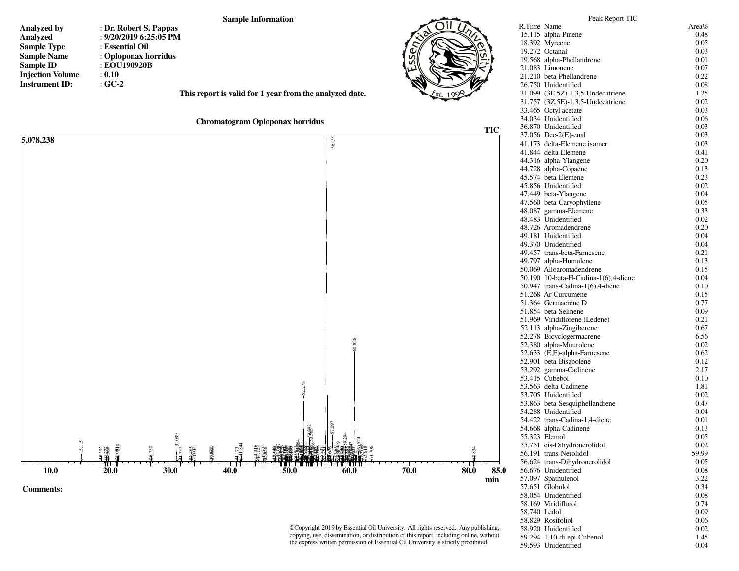## Sample Information

**Analyzed by** : **Dr. Robert S. Pappas**
**Analyzed** : **9/20/2019 6:25:05 PM**
**Sample Type** : **Essential Oil**
**Sample Name** : **Oploponax horridus**
**Sample ID** : **EOU190920B**
**Injection Volume** : **0.10**
**Instrument ID:** : **GC-2**

**This report is valid for 1 year from the analyzed date.**

### Chromatogram Oploponax horridus

**Comments:**

©Copyright 2019 by Essential Oil University. All rights reserved. Any publishing, copying, use, dissemination, or distribution of this report, including online, without the express written permission of Essential Oil University is strictly prohibited.

### Peak Report TIC

| R.Time | Name | Area% |
|---|---|---|
| 15.115 | alpha-Pinene | 0.48 |
| 18.392 | Myrcene | 0.05 |
| 19.272 | Octanal | 0.03 |
| 19.568 | alpha-Phellandrene | 0.01 |
| 21.083 | Limonene | 0.07 |
| 21.210 | beta-Phellandrene | 0.22 |
| 26.750 | Unidentified | 0.08 |
| 31.099 | (3E,5Z)-1,3,5-Undecatriene | 1.25 |
| 31.757 | (3Z,5E)-1,3,5-Undecatriene | 0.02 |
| 33.465 | Octyl acetate | 0.03 |
| 34.034 | Unidentified | 0.06 |
| 36.870 | Unidentified | 0.03 |
| 37.056 | Dec-2(E)-enal | 0.03 |
| 41.173 | delta-Elemene isomer | 0.03 |
| 41.844 | delta-Elemene | 0.41 |
| 44.316 | alpha-Ylangene | 0.20 |
| 44.728 | alpha-Copaene | 0.13 |
| 45.574 | beta-Elemene | 0.23 |
| 45.856 | Unidentified | 0.02 |
| 47.449 | beta-Ylangene | 0.04 |
| 47.560 | beta-Caryophyllene | 0.05 |
| 48.087 | gamma-Elemene | 0.33 |
| 48.483 | Unidentified | 0.02 |
| 48.726 | Aromadendrene | 0.20 |
| 49.181 | Unidentified | 0.04 |
| 49.370 | Unidentified | 0.04 |
| 49.457 | trans-beta-Farnesene | 0.21 |
| 49.797 | alpha-Humulene | 0.13 |
| 50.069 | Alloaromadendrene | 0.15 |
| 50.190 | 10-beta-H-Cadina-1(6),4-diene | 0.04 |
| 50.947 | trans-Cadina-1(6),4-diene | 0.10 |
| 51.268 | Ar-Curcumene | 0.15 |
| 51.364 | Germacrene D | 0.77 |
| 51.854 | beta-Selinene | 0.09 |
| 51.969 | Viridiflorene (Ledene) | 0.21 |
| 52.113 | alpha-Zingiberene | 0.67 |
| 52.278 | Bicyclogermacrene | 6.56 |
| 52.380 | alpha-Muurolene | 0.02 |
| 52.633 | (E,E)-alpha-Farnesene | 0.62 |
| 52.901 | beta-Bisabolene | 0.12 |
| 53.292 | gamma-Cadinene | 2.17 |
| 53.415 | Cubebol | 0.10 |
| 53.563 | delta-Cadinene | 1.81 |
| 53.705 | Unidentified | 0.02 |
| 53.863 | beta-Sesquiphellandrene | 0.47 |
| 54.288 | Unidentified | 0.04 |
| 54.422 | trans-Cadina-1,4-diene | 0.01 |
| 54.668 | alpha-Cadinene | 0.13 |
| 55.323 | Elemol | 0.05 |
| 55.751 | cis-Dihydronerolidol | 0.02 |
| 56.191 | trans-Nerolidol | 59.99 |
| 56.624 | trans-Dihydronerolidol | 0.05 |
| 56.676 | Unidentified | 0.08 |
| 57.097 | Spathulenol | 3.22 |
| 57.651 | Globulol | 0.34 |
| 58.054 | Unidentified | 0.08 |
| 58.169 | Viridiflorol | 0.74 |
| 58.740 | Ledol | 0.09 |
| 58.829 | Rosifoliol | 0.06 |
| 58.920 | Unidentified | 0.02 |
| 59.294 | 1,10-di-epi-Cubenol | 1.45 |
| 59.593 | Unidentified | 0.04 |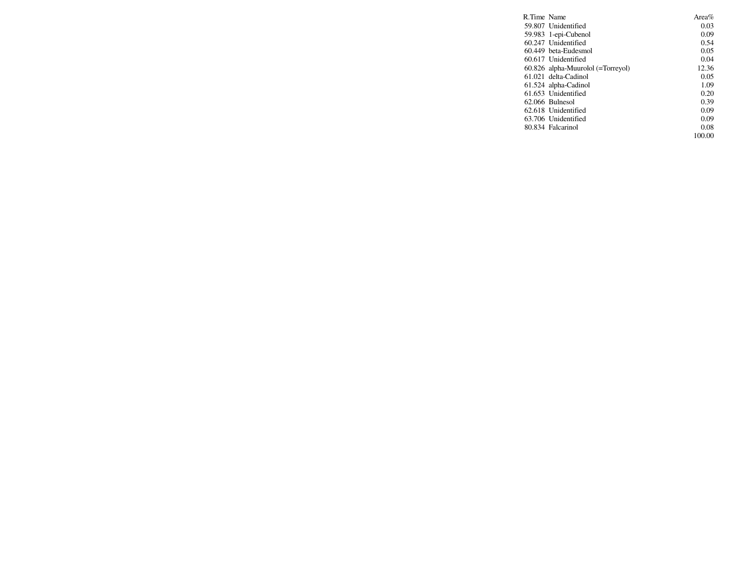| R.Time | Name | Area% |
|---|---|---|
| 59.807 | Unidentified | 0.03 |
| 59.983 | 1-epi-Cubenol | 0.09 |
| 60.247 | Unidentified | 0.54 |
| 60.449 | beta-Eudesmol | 0.05 |
| 60.617 | Unidentified | 0.04 |
| 60.826 | alpha-Muurolol (=Torreyol) | 12.36 |
| 61.021 | delta-Cadinol | 0.05 |
| 61.524 | alpha-Cadinol | 1.09 |
| 61.653 | Unidentified | 0.20 |
| 62.066 | Bulnesol | 0.39 |
| 62.618 | Unidentified | 0.09 |
| 63.706 | Unidentified | 0.09 |
| 80.834 | Falcarinol | 0.08 |
| | | 100.00 |